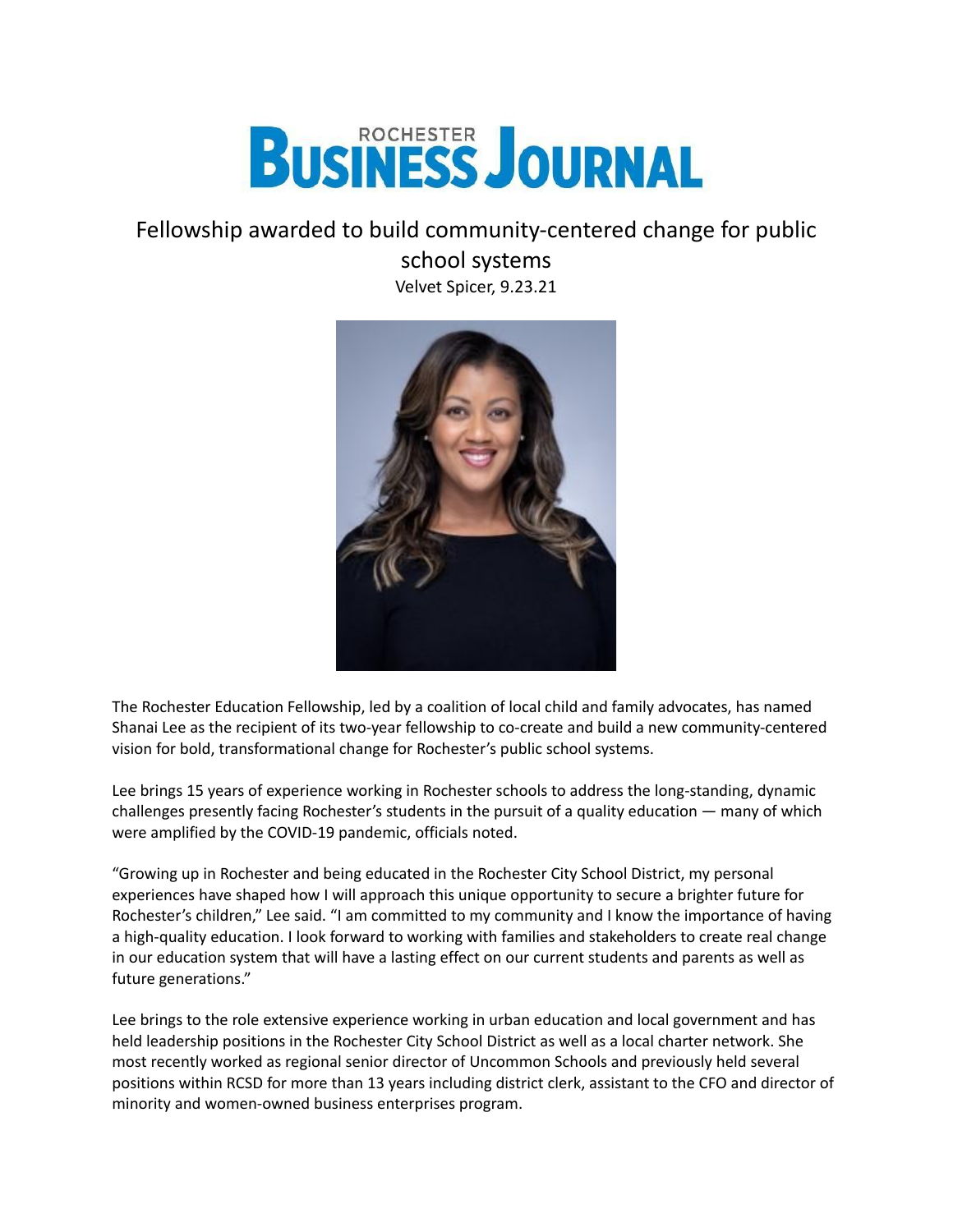# ROCHESTER BUSINESS JOURNAL

## Fellowship awarded to build community-centered change for public school systems

Velvet Spicer, 9.23.21

The Rochester Education Fellowship, led by a coalition of local child and family advocates, has named Shanai Lee as the recipient of its two-year fellowship to co-create and build a new community-centered vision for bold, transformational change for Rochester's public school systems.

Lee brings 15 years of experience working in Rochester schools to address the long-standing, dynamic challenges presently facing Rochester's students in the pursuit of a quality education — many of which were amplified by the COVID-19 pandemic, officials noted.

"Growing up in Rochester and being educated in the Rochester City School District, my personal experiences have shaped how I will approach this unique opportunity to secure a brighter future for Rochester's children," Lee said. "I am committed to my community and I know the importance of having a high-quality education. I look forward to working with families and stakeholders to create real change in our education system that will have a lasting effect on our current students and parents as well as future generations."

Lee brings to the role extensive experience working in urban education and local government and has held leadership positions in the Rochester City School District as well as a local charter network. She most recently worked as regional senior director of Uncommon Schools and previously held several positions within RCSD for more than 13 years including district clerk, assistant to the CFO and director of minority and women-owned business enterprises program.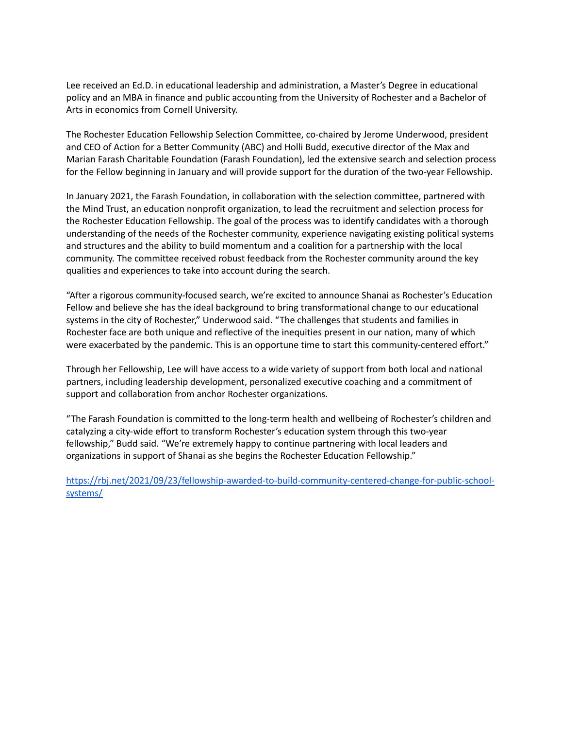Lee received an Ed.D. in educational leadership and administration, a Master's Degree in educational policy and an MBA in finance and public accounting from the University of Rochester and a Bachelor of Arts in economics from Cornell University.

The Rochester Education Fellowship Selection Committee, co-chaired by Jerome Underwood, president and CEO of Action for a Better Community (ABC) and Holli Budd, executive director of the Max and Marian Farash Charitable Foundation (Farash Foundation), led the extensive search and selection process for the Fellow beginning in January and will provide support for the duration of the two-year Fellowship.

In January 2021, the Farash Foundation, in collaboration with the selection committee, partnered with the Mind Trust, an education nonprofit organization, to lead the recruitment and selection process for the Rochester Education Fellowship. The goal of the process was to identify candidates with a thorough understanding of the needs of the Rochester community, experience navigating existing political systems and structures and the ability to build momentum and a coalition for a partnership with the local community. The committee received robust feedback from the Rochester community around the key qualities and experiences to take into account during the search.

"After a rigorous community-focused search, we're excited to announce Shanai as Rochester's Education Fellow and believe she has the ideal background to bring transformational change to our educational systems in the city of Rochester," Underwood said. "The challenges that students and families in Rochester face are both unique and reflective of the inequities present in our nation, many of which were exacerbated by the pandemic. This is an opportune time to start this community-centered effort."

Through her Fellowship, Lee will have access to a wide variety of support from both local and national partners, including leadership development, personalized executive coaching and a commitment of support and collaboration from anchor Rochester organizations.

"The Farash Foundation is committed to the long-term health and wellbeing of Rochester's children and catalyzing a city-wide effort to transform Rochester's education system through this two-year fellowship," Budd said. "We're extremely happy to continue partnering with local leaders and organizations in support of Shanai as she begins the Rochester Education Fellowship."

https://rbj.net/2021/09/23/fellowship-awarded-to-build-community-centered-change-for-public-school-systems/